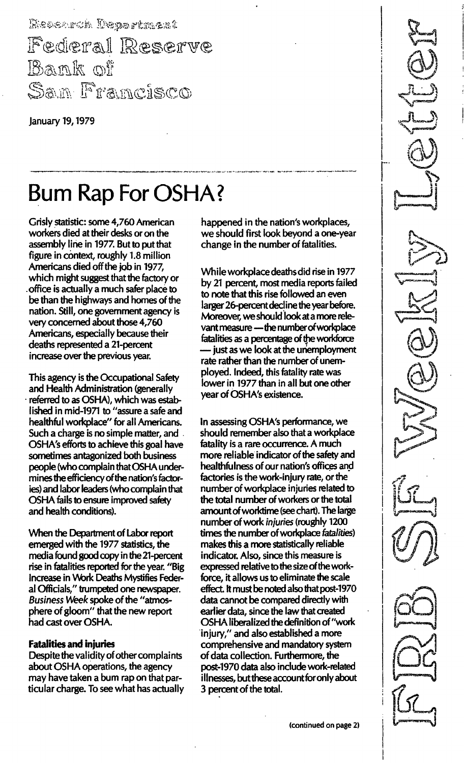Research Department
Federal Reserve
Bank of
San Francisco

January 19, 1979

# Bum Rap For OSHA?

Grisly statistic: some 4,760 American workers died at their desks or on the assembly line in 1977. But to put that figure in context, roughly 1.8 million Americans died off the job in 1977, which might suggest that the factory or office is actually a much safer place to be than the highways and homes of the nation. Still, one government agency is very concerned about those 4,760 Americans, especially because their deaths represented a 21-percent increase over the previous year.

This agency is the Occupational Safety and Health Administration (generally referred to as OSHA), which was established in mid-1971 to "assure a safe and healthful workplace" for all Americans. Such a charge is no simple matter, and OSHA's efforts to achieve this goal have sometimes antagonized both business people (who complain that OSHA undermines the efficiency of the nation's factories) and labor leaders (who complain that OSHA fails to ensure improved safety and health conditions).

When the Department of Labor report emerged with the 1977 statistics, the media found good copy in the 21-percent rise in fatalities reported for the year. "Big Increase in Work Deaths Mystifies Federal Officials," trumpeted one newspaper. *Business Week* spoke of the "atmosphere of gloom" that the new report had cast over OSHA.

**Fatalities and injuries**

Despite the validity of other complaints about OSHA operations, the agency may have taken a bum rap on that particular charge. To see what has actually happened in the nation's workplaces, we should first look beyond a one-year change in the number of fatalities.

While workplace deaths did rise in 1977 by 21 percent, most media reports failed to note that this rise followed an even larger 26-percent decline the year before. Moreover, we should look at a more relevant measure — the number of workplace fatalities as a percentage of the workforce — just as we look at the unemployment rate rather than the number of unemployed. Indeed, this fatality rate was lower in 1977 than in all but one other year of OSHA's existence.

In assessing OSHA's performance, we should remember also that a workplace fatality is a rare occurrence. A much more reliable indicator of the safety and healthfulness of our nation's offices and factories is the work-injury rate, or the number of workplace injuries related to the total number of workers or the total amount of worktime (see chart). The large number of work *injuries* (roughly 1200 times the number of workplace *fatalities*) makes this a more statistically reliable indicator. Also, since this measure is expressed relative to the size of the workforce, it allows us to eliminate the scale effect. It must be noted also that post-1970 data cannot be compared directly with earlier data, since the law that created OSHA liberalized the definition of "work injury," and also established a more comprehensive and mandatory system of data collection. Furthermore, the post-1970 data also include work-related illnesses, but these account for only about 3 percent of the total.

(continued on page 2)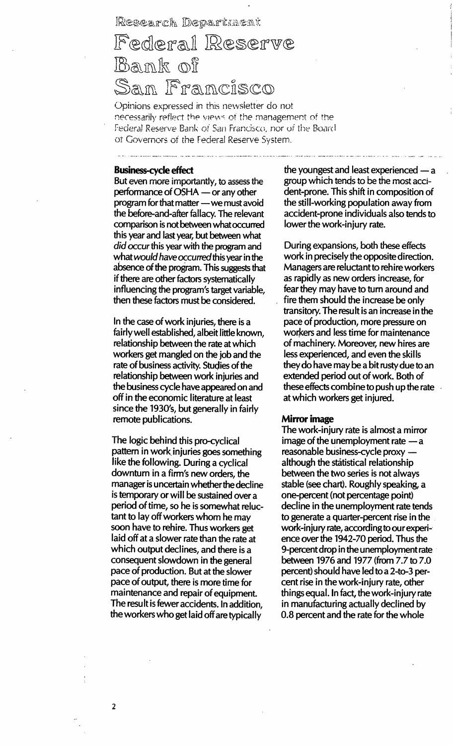Research Department

# Federal Reserve Bank of San Francisco

Opinions expressed in this newsletter do not necessarily reflect the views of the management of the Federal Reserve Bank of San Francisco, nor of the Board of Governors of the Federal Reserve System.

**Business-cycle effect**

But even more importantly, to assess the performance of OSHA — or any other program for that matter — we must avoid the before-and-after fallacy. The relevant comparison is not between what occurred this year and last year, but between what *did occur* this year with the program and what *would have occurred* this year in the absence of the program. This suggests that if there are other factors systematically influencing the program's target variable, then these factors must be considered.

In the case of work injuries, there is a fairly well established, albeit little known, relationship between the rate at which workers get mangled on the job and the rate of business activity. Studies of the relationship between work injuries and the business cycle have appeared on and off in the economic literature at least since the 1930's, but generally in fairly remote publications.

The logic behind this pro-cyclical pattern in work injuries goes something like the following. During a cyclical downturn in a firm's new orders, the manager is uncertain whether the decline is temporary or will be sustained over a period of time, so he is somewhat reluctant to lay off workers whom he may soon have to rehire. Thus workers get laid off at a slower rate than the rate at which output declines, and there is a consequent slowdown in the general pace of production. But at the slower pace of output, there is more time for maintenance and repair of equipment. The result is fewer accidents. In addition, the workers who get laid off are typically the youngest and least experienced — a group which tends to be the most accident-prone. This shift in composition of the still-working population away from accident-prone individuals also tends to lower the work-injury rate.

During expansions, both these effects work in precisely the opposite direction. Managers are reluctant to rehire workers as rapidly as new orders increase, for fear they may have to turn around and fire them should the increase be only transitory. The result is an increase in the pace of production, more pressure on workers and less time for maintenance of machinery. Moreover, new hires are less experienced, and even the skills they do have may be a bit rusty due to an extended period out of work. Both of these effects combine to push up the rate at which workers get injured.

**Mirror image**

The work-injury rate is almost a mirror image of the unemployment rate — a reasonable business-cycle proxy — although the statistical relationship between the two series is not always stable (see chart). Roughly speaking, a one-percent (not percentage point) decline in the unemployment rate tends to generate a quarter-percent rise in the work-injury rate, according to our experience over the 1942-70 period. Thus the 9-percent drop in the unemployment rate between 1976 and 1977 (from 7.7 to 7.0 percent) should have led to a 2-to-3 percent rise in the work-injury rate, other things equal. In fact, the work-injury rate in manufacturing actually declined by 0.8 percent and the rate for the whole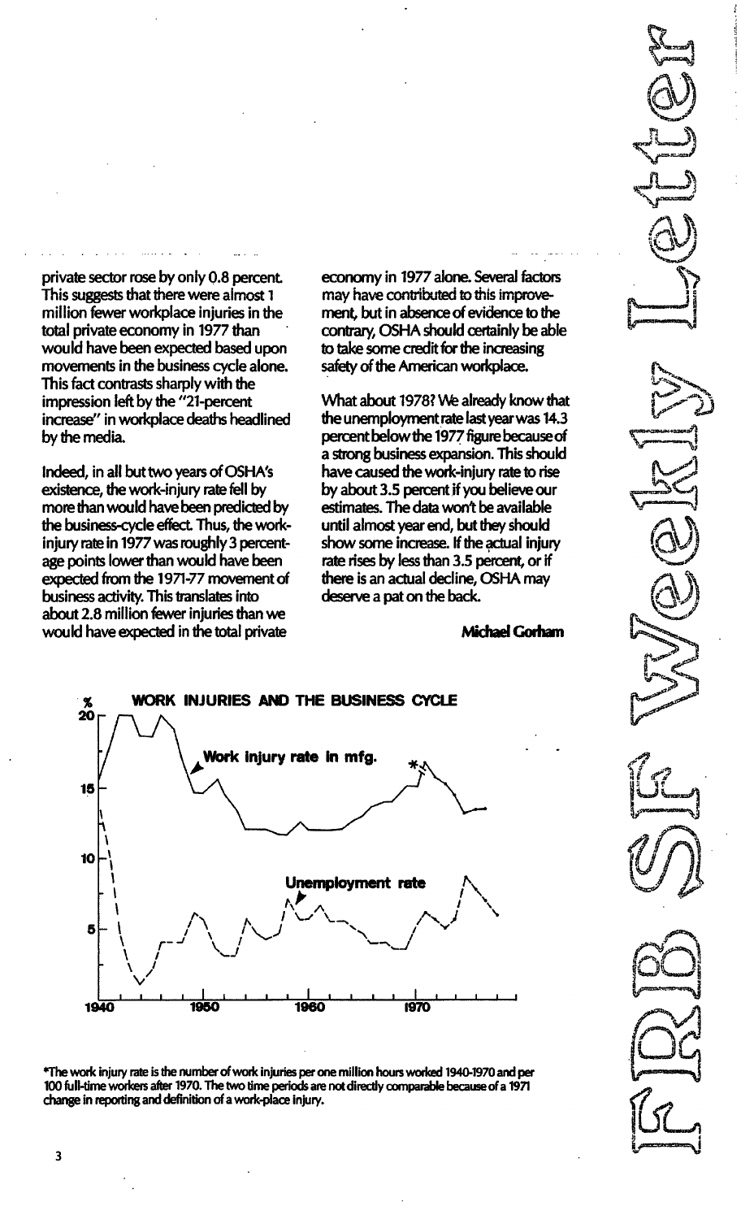private sector rose by only 0.8 percent. This suggests that there were almost 1 million fewer workplace injuries in the total private economy in 1977 than would have been expected based upon movements in the business cycle alone. This fact contrasts sharply with the impression left by the "21-percent increase" in workplace deaths headlined by the media.

Indeed, in all but two years of OSHA's existence, the work-injury rate fell by more than would have been predicted by the business-cycle effect. Thus, the work-injury rate in 1977 was roughly 3 percentage points lower than would have been expected from the 1971-77 movement of business activity. This translates into about 2.8 million fewer injuries than we would have expected in the total private economy in 1977 alone. Several factors may have contributed to this improvement, but in absence of evidence to the contrary, OSHA should certainly be able to take some credit for the increasing safety of the American workplace.

What about 1978? We already know that the unemployment rate last year was 14.3 percent below the 1977 figure because of a strong business expansion. This should have caused the work-injury rate to rise by about 3.5 percent if you believe our estimates. The data won't be available until almost year end, but they should show some increase. If the actual injury rate rises by less than 3.5 percent, or if there is an actual decline, OSHA may deserve a pat on the back.

**Michael Gorham**

**WORK INJURIES AND THE BUSINESS CYCLE**

*The work injury rate is the number of work injuries per one million hours worked 1940-1970 and per 100 full-time workers after 1970. The two time periods are not directly comparable because of a 1971 change in reporting and definition of a work-place injury.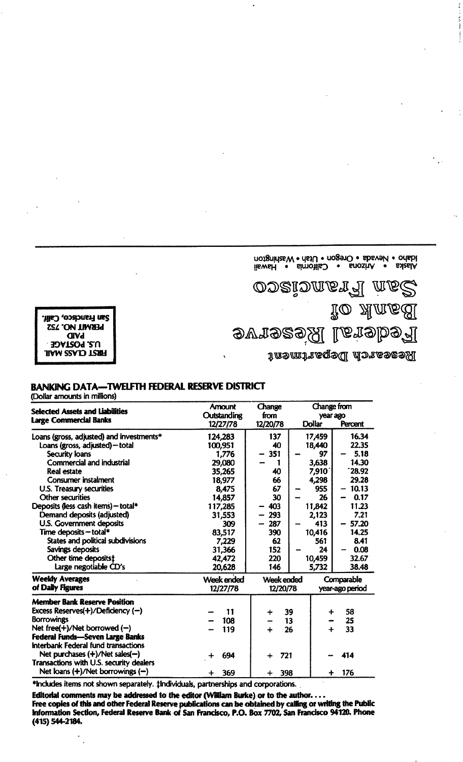Research Department

Federal Reserve Bank of San Francisco

Alaska • Arizona • California • Hawaii
Idaho • Nevada • Oregon • Utah • Washington

FIRST CLASS MAIL
U.S. POSTAGE
PAID
PERMIT NO. 752
San Francisco, Calif.

## BANKING DATA—TWELFTH FEDERAL RESERVE DISTRICT

(Dollar amounts in millions)

| Selected Assets and Liabilities Large Commercial Banks | Amount Outstanding 12/27/78 | Change from 12/20/78 | Change from year ago Dollar | Change from year ago Percent |
|---|---|---|---|---|
| Loans (gross, adjusted) and investments* | 124,283 | 137 | 17,459 | 16.34 |
| Loans (gross, adjusted)—total | 100,951 | 40 | 18,440 | 22.35 |
| Security loans | 1,776 | − 351 | − 97 | − 5.18 |
| Commercial and industrial | 29,080 | − 1 | 3,638 | 14.30 |
| Real estate | 35,265 | 40 | 7,910 | 28.92 |
| Consumer instalment | 18,977 | 66 | 4,298 | 29.28 |
| U.S. Treasury securities | 8,475 | 67 | − 955 | − 10.13 |
| Other securities | 14,857 | 30 | − 26 | − 0.17 |
| Deposits (less cash items)—total* | 117,285 | − 403 | 11,842 | 11.23 |
| Demand deposits (adjusted) | 31,553 | − 293 | 2,123 | 7.21 |
| U.S. Government deposits | 309 | − 287 | − 413 | − 57.20 |
| Time deposits—total* | 83,517 | 390 | 10,416 | 14.25 |
| States and political subdivisions | 7,229 | 62 | 561 | 8.41 |
| Savings deposits | 31,366 | 152 | − 24 | − 0.08 |
| Other time deposits‡ | 42,472 | 220 | 10,459 | 32.67 |
| Large negotiable CD's | 20,628 | 146 | 5,732 | 38.48 |

| Weekly Averages of Daily Figures | Week ended 12/27/78 | Week ended 12/20/78 | Comparable year-ago period |
|---|---|---|---|
| **Member Bank Reserve Position** | | | |
| Excess Reserves(+)/Deficiency (−) | − 11 | + 39 | + 58 |
| Borrowings | − 108 | − 13 | − 25 |
| Net free(+)/Net borrowed (−) | − 119 | + 26 | + 33 |
| **Federal Funds—Seven Large Banks** | | | |
| Interbank Federal fund transactions | | | |
| Net purchases (+)/Net sales(−) | + 694 | + 721 | − 414 |
| Transactions with U.S. security dealers | | | |
| Net loans (+)/Net borrowings (−) | + 369 | + 398 | + 176 |

*Includes items not shown separately. ‡Individuals, partnerships and corporations.

**Editorial comments may be addressed to the editor (William Burke) or to the author. . . .**
**Free copies of this and other Federal Reserve publications can be obtained by calling or writing the Public Information Section, Federal Reserve Bank of San Francisco, P.O. Box 7702, San Francisco 94120. Phone (415) 544-2184.**